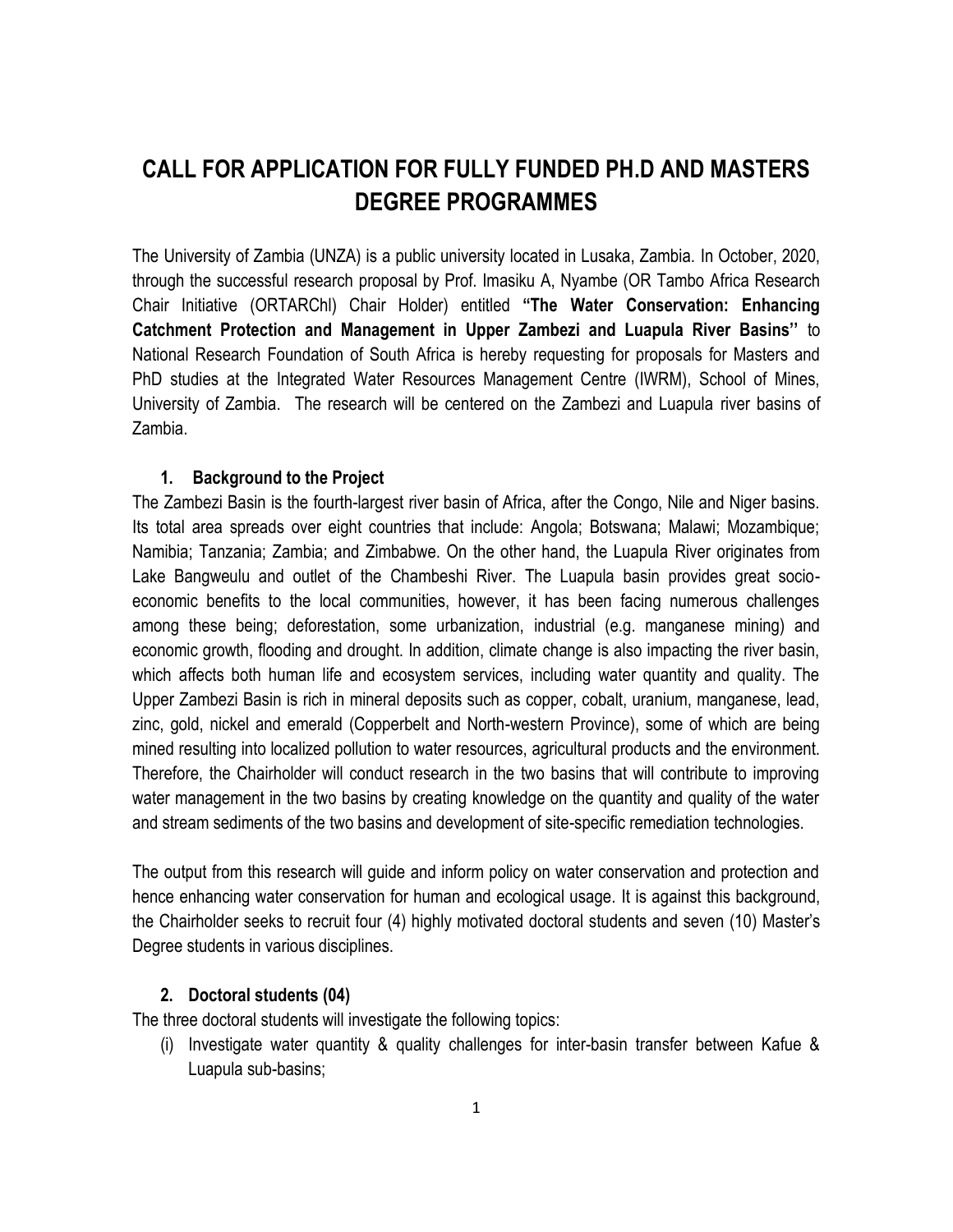# CALL FOR APPLICATION FOR FULLY FUNDED PH.D AND MASTERS DEGREE PROGRAMMES

The University of Zambia (UNZA) is a public university located in Lusaka, Zambia. In October, 2020, through the successful research proposal by Prof. Imasiku A, Nyambe (OR Tambo Africa Research Chair Initiative (ORTARChl) Chair Holder) entitled **"The Water Conservation: Enhancing Catchment Protection and Management in Upper Zambezi and Luapula River Basins"** to National Research Foundation of South Africa is hereby requesting for proposals for Masters and PhD studies at the Integrated Water Resources Management Centre (IWRM), School of Mines, University of Zambia. The research will be centered on the Zambezi and Luapula river basins of Zambia.

## 1. Background to the Project

The Zambezi Basin is the fourth-largest river basin of Africa, after the Congo, Nile and Niger basins. Its total area spreads over eight countries that include: Angola; Botswana; Malawi; Mozambique; Namibia; Tanzania; Zambia; and Zimbabwe. On the other hand, the Luapula River originates from Lake Bangweulu and outlet of the Chambeshi River. The Luapula basin provides great socio-economic benefits to the local communities, however, it has been facing numerous challenges among these being; deforestation, some urbanization, industrial (e.g. manganese mining) and economic growth, flooding and drought. In addition, climate change is also impacting the river basin, which affects both human life and ecosystem services, including water quantity and quality. The Upper Zambezi Basin is rich in mineral deposits such as copper, cobalt, uranium, manganese, lead, zinc, gold, nickel and emerald (Copperbelt and North-western Province), some of which are being mined resulting into localized pollution to water resources, agricultural products and the environment. Therefore, the Chairholder will conduct research in the two basins that will contribute to improving water management in the two basins by creating knowledge on the quantity and quality of the water and stream sediments of the two basins and development of site-specific remediation technologies.

The output from this research will guide and inform policy on water conservation and protection and hence enhancing water conservation for human and ecological usage. It is against this background, the Chairholder seeks to recruit four (4) highly motivated doctoral students and seven (10) Master's Degree students in various disciplines.

## 2. Doctoral students (04)

The three doctoral students will investigate the following topics:

(i) Investigate water quantity & quality challenges for inter-basin transfer between Kafue & Luapula sub-basins;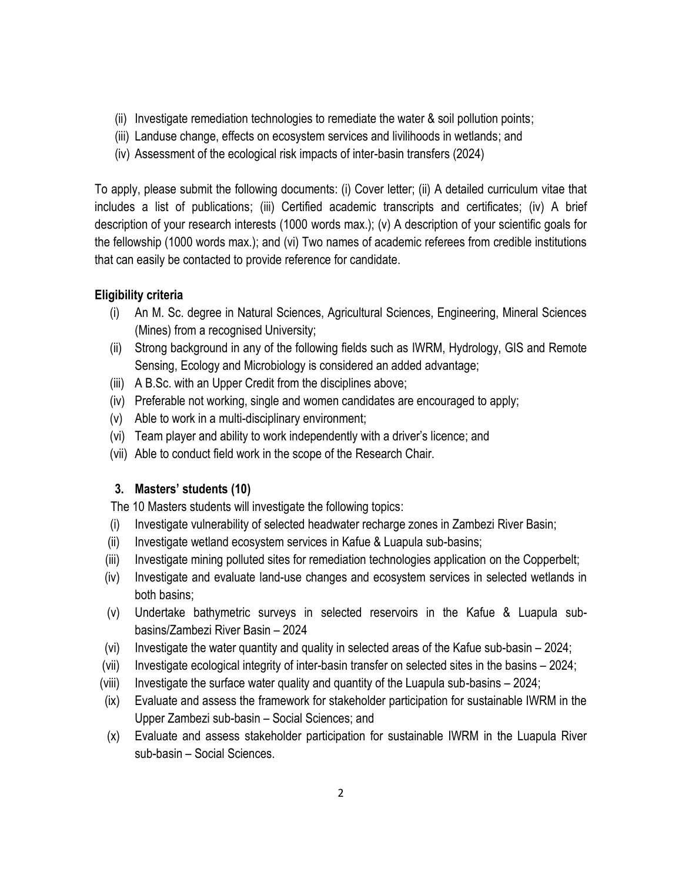(ii) Investigate remediation technologies to remediate the water & soil pollution points;
(iii) Landuse change, effects on ecosystem services and livilihoods in wetlands; and
(iv) Assessment of the ecological risk impacts of inter-basin transfers (2024)

To apply, please submit the following documents: (i) Cover letter; (ii) A detailed curriculum vitae that includes a list of publications; (iii) Certified academic transcripts and certificates; (iv) A brief description of your research interests (1000 words max.); (v) A description of your scientific goals for the fellowship (1000 words max.); and (vi) Two names of academic referees from credible institutions that can easily be contacted to provide reference for candidate.

**Eligibility criteria**

(i) An M. Sc. degree in Natural Sciences, Agricultural Sciences, Engineering, Mineral Sciences (Mines) from a recognised University;
(ii) Strong background in any of the following fields such as IWRM, Hydrology, GIS and Remote Sensing, Ecology and Microbiology is considered an added advantage;
(iii) A B.Sc. with an Upper Credit from the disciplines above;
(iv) Preferable not working, single and women candidates are encouraged to apply;
(v) Able to work in a multi-disciplinary environment;
(vi) Team player and ability to work independently with a driver's licence; and
(vii) Able to conduct field work in the scope of the Research Chair.

**3. Masters' students (10)**

The 10 Masters students will investigate the following topics:

(i) Investigate vulnerability of selected headwater recharge zones in Zambezi River Basin;
(ii) Investigate wetland ecosystem services in Kafue & Luapula sub-basins;
(iii) Investigate mining polluted sites for remediation technologies application on the Copperbelt;
(iv) Investigate and evaluate land-use changes and ecosystem services in selected wetlands in both basins;
(v) Undertake bathymetric surveys in selected reservoirs in the Kafue & Luapula sub-basins/Zambezi River Basin – 2024
(vi) Investigate the water quantity and quality in selected areas of the Kafue sub-basin – 2024;
(vii) Investigate ecological integrity of inter-basin transfer on selected sites in the basins – 2024;
(viii) Investigate the surface water quality and quantity of the Luapula sub-basins – 2024;
(ix) Evaluate and assess the framework for stakeholder participation for sustainable IWRM in the Upper Zambezi sub-basin – Social Sciences; and
(x) Evaluate and assess stakeholder participation for sustainable IWRM in the Luapula River sub-basin – Social Sciences.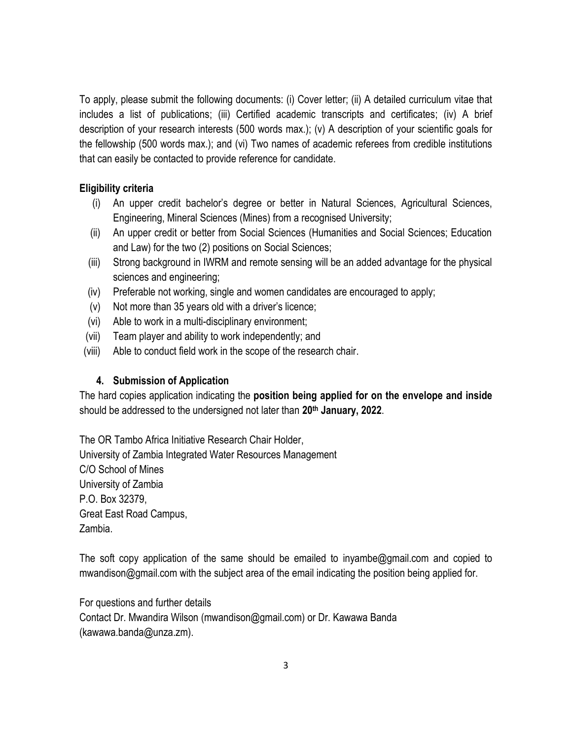To apply, please submit the following documents: (i) Cover letter; (ii) A detailed curriculum vitae that includes a list of publications; (iii) Certified academic transcripts and certificates; (iv) A brief description of your research interests (500 words max.); (v) A description of your scientific goals for the fellowship (500 words max.); and (vi) Two names of academic referees from credible institutions that can easily be contacted to provide reference for candidate.

**Eligibility criteria**

(i) An upper credit bachelor's degree or better in Natural Sciences, Agricultural Sciences, Engineering, Mineral Sciences (Mines) from a recognised University;
(ii) An upper credit or better from Social Sciences (Humanities and Social Sciences; Education and Law) for the two (2) positions on Social Sciences;
(iii) Strong background in IWRM and remote sensing will be an added advantage for the physical sciences and engineering;
(iv) Preferable not working, single and women candidates are encouraged to apply;
(v) Not more than 35 years old with a driver's licence;
(vi) Able to work in a multi-disciplinary environment;
(vii) Team player and ability to work independently; and
(viii) Able to conduct field work in the scope of the research chair.

### 4. Submission of Application

The hard copies application indicating the **position being applied for on the envelope and inside** should be addressed to the undersigned not later than **20th January, 2022**.

The OR Tambo Africa Initiative Research Chair Holder,
University of Zambia Integrated Water Resources Management
C/O School of Mines
University of Zambia
P.O. Box 32379,
Great East Road Campus,
Zambia.

The soft copy application of the same should be emailed to inyambe@gmail.com and copied to mwandison@gmail.com with the subject area of the email indicating the position being applied for.

For questions and further details
Contact Dr. Mwandira Wilson (mwandison@gmail.com) or Dr. Kawawa Banda (kawawa.banda@unza.zm).